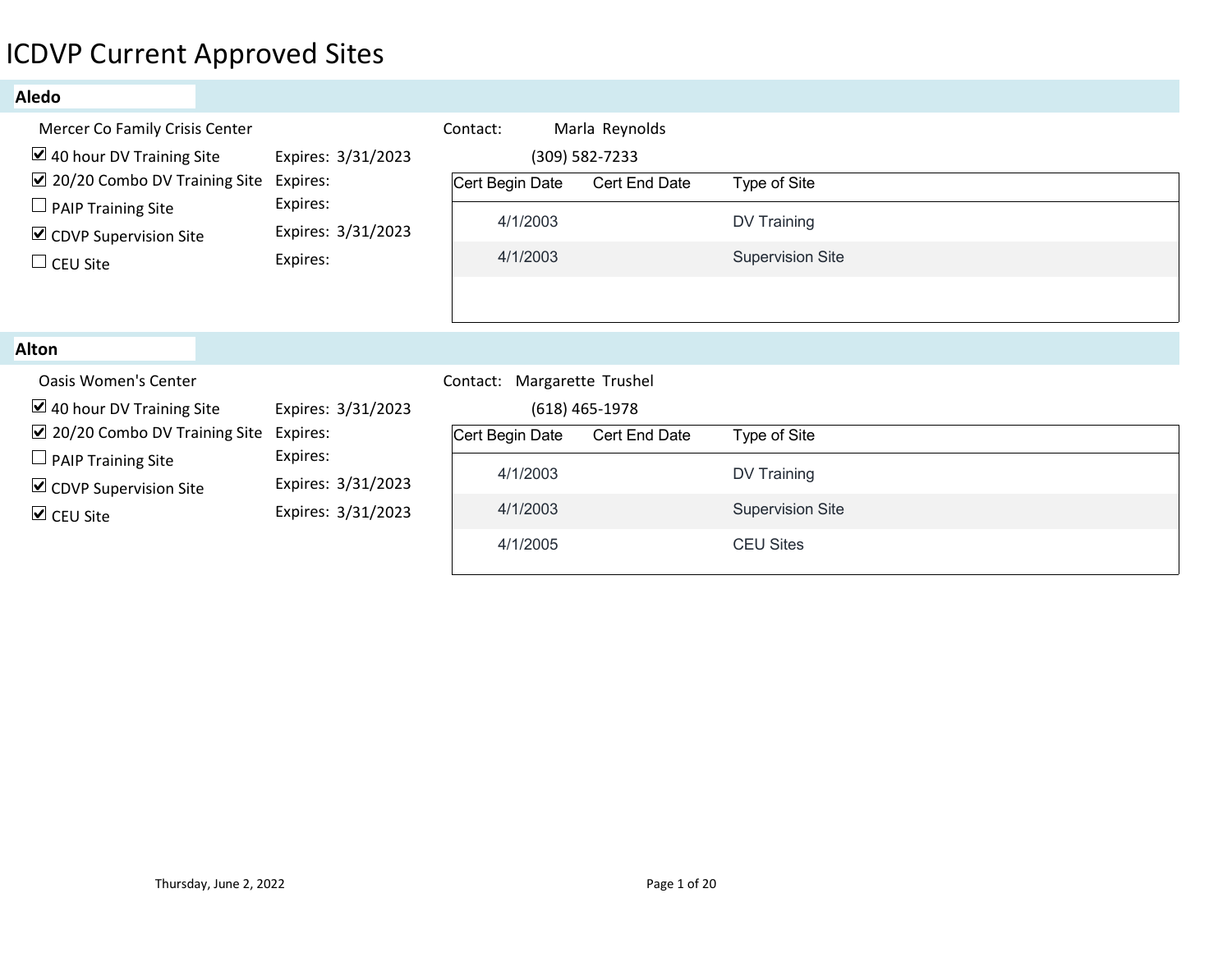# ICDVP Current Approved Sites

## Aledo

Mercer Co Family Crisis Center

Contact: Marla Reynolds
(309) 582-7233

- ☑ 40 hour DV Training Site — Expires: 3/31/2023
- ☑ 20/20 Combo DV Training Site — Expires:
- ☐ PAIP Training Site — Expires:
- ☑ CDVP Supervision Site — Expires: 3/31/2023
- ☐ CEU Site — Expires:

| Cert Begin Date | Cert End Date | Type of Site |
|---|---|---|
| 4/1/2003 | | DV Training |
| 4/1/2003 | | Supervision Site |

## Alton

Oasis Women's Center

Contact: Margarette Trushel
(618) 465-1978

- ☑ 40 hour DV Training Site — Expires: 3/31/2023
- ☑ 20/20 Combo DV Training Site — Expires:
- ☐ PAIP Training Site — Expires:
- ☑ CDVP Supervision Site — Expires: 3/31/2023
- ☑ CEU Site — Expires: 3/31/2023

| Cert Begin Date | Cert End Date | Type of Site |
|---|---|---|
| 4/1/2003 | | DV Training |
| 4/1/2003 | | Supervision Site |
| 4/1/2005 | | CEU Sites |

Thursday, June 2, 2022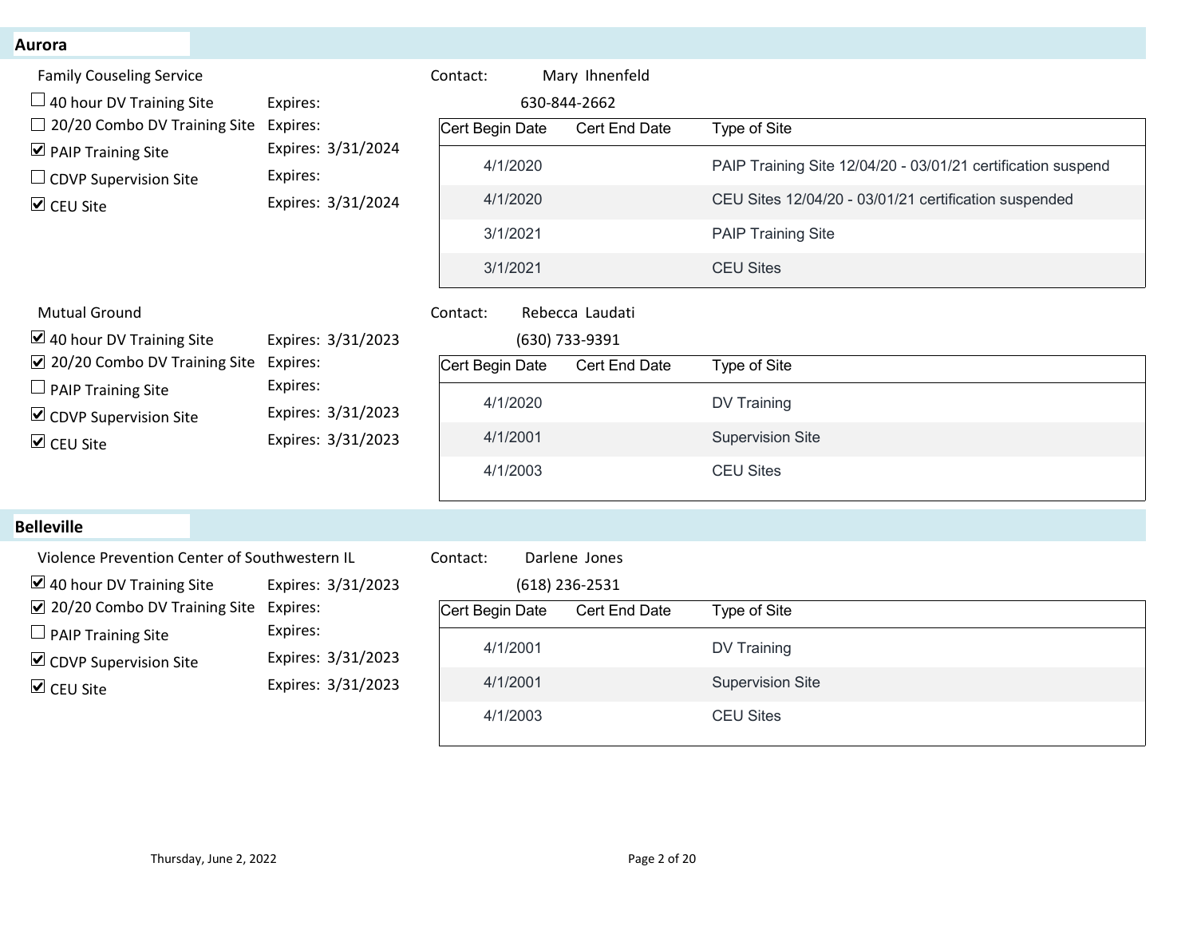## Aurora

### Family Couseling Service

Contact: Mary Ihnenfeld
630-844-2662

- ☐ 40 hour DV Training Site — Expires:
- ☐ 20/20 Combo DV Training Site — Expires:
- ☑ PAIP Training Site — Expires: 3/31/2024
- ☐ CDVP Supervision Site — Expires:
- ☑ CEU Site — Expires: 3/31/2024

| Cert Begin Date | Cert End Date | Type of Site |
|---|---|---|
| 4/1/2020 | | PAIP Training Site 12/04/20 - 03/01/21 certification suspend |
| 4/1/2020 | | CEU Sites 12/04/20 - 03/01/21 certification suspended |
| 3/1/2021 | | PAIP Training Site |
| 3/1/2021 | | CEU Sites |

### Mutual Ground

Contact: Rebecca Laudati
(630) 733-9391

- ☑ 40 hour DV Training Site — Expires: 3/31/2023
- ☑ 20/20 Combo DV Training Site — Expires:
- ☐ PAIP Training Site — Expires:
- ☑ CDVP Supervision Site — Expires: 3/31/2023
- ☑ CEU Site — Expires: 3/31/2023

| Cert Begin Date | Cert End Date | Type of Site |
|---|---|---|
| 4/1/2020 | | DV Training |
| 4/1/2001 | | Supervision Site |
| 4/1/2003 | | CEU Sites |

## Belleville

### Violence Prevention Center of Southwestern IL

Contact: Darlene Jones
(618) 236-2531

- ☑ 40 hour DV Training Site — Expires: 3/31/2023
- ☑ 20/20 Combo DV Training Site — Expires:
- ☐ PAIP Training Site — Expires:
- ☑ CDVP Supervision Site — Expires: 3/31/2023
- ☑ CEU Site — Expires: 3/31/2023

| Cert Begin Date | Cert End Date | Type of Site |
|---|---|---|
| 4/1/2001 | | DV Training |
| 4/1/2001 | | Supervision Site |
| 4/1/2003 | | CEU Sites |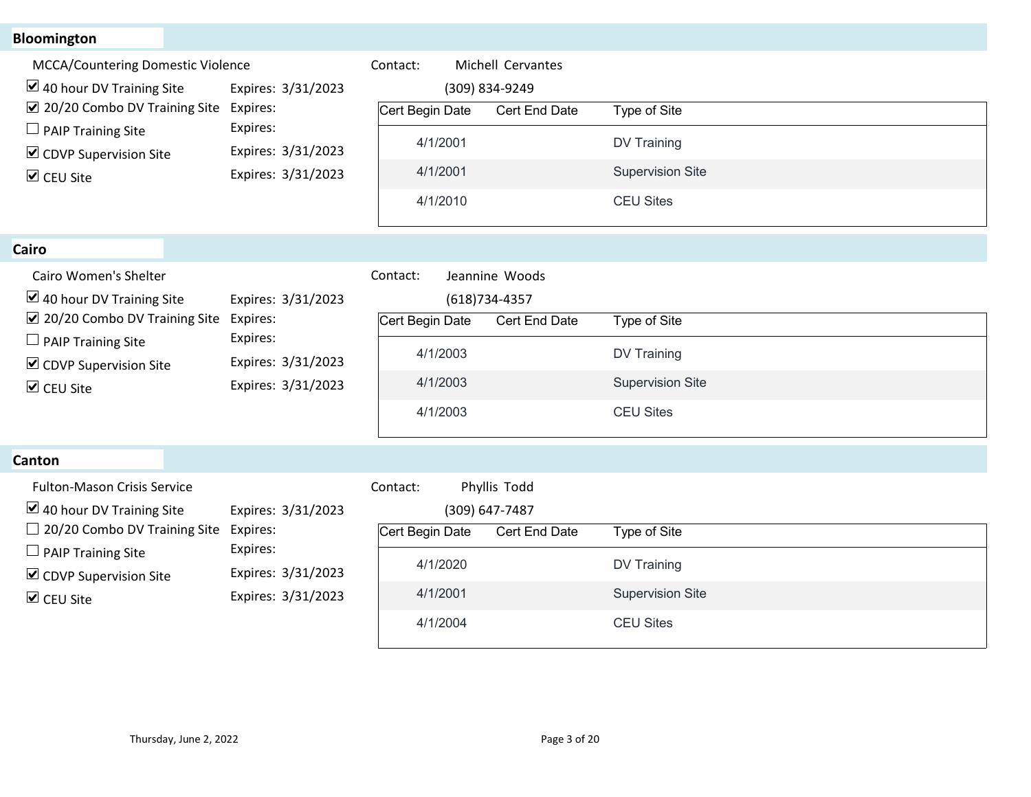## Bloomington

MCCA/Countering Domestic Violence

- ☑ 40 hour DV Training Site — Expires: 3/31/2023
- ☑ 20/20 Combo DV Training Site — Expires:
- ☐ PAIP Training Site — Expires:
- ☑ CDVP Supervision Site — Expires: 3/31/2023
- ☑ CEU Site — Expires: 3/31/2023

Contact: Michell Cervantes
(309) 834-9249

| Cert Begin Date | Cert End Date | Type of Site |
|---|---|---|
| 4/1/2001 | | DV Training |
| 4/1/2001 | | Supervision Site |
| 4/1/2010 | | CEU Sites |

## Cairo

Cairo Women's Shelter

- ☑ 40 hour DV Training Site — Expires: 3/31/2023
- ☑ 20/20 Combo DV Training Site — Expires:
- ☐ PAIP Training Site — Expires:
- ☑ CDVP Supervision Site — Expires: 3/31/2023
- ☑ CEU Site — Expires: 3/31/2023

Contact: Jeannine Woods
(618)734-4357

| Cert Begin Date | Cert End Date | Type of Site |
|---|---|---|
| 4/1/2003 | | DV Training |
| 4/1/2003 | | Supervision Site |
| 4/1/2003 | | CEU Sites |

## Canton

Fulton-Mason Crisis Service

- ☑ 40 hour DV Training Site — Expires: 3/31/2023
- ☐ 20/20 Combo DV Training Site — Expires:
- ☐ PAIP Training Site — Expires:
- ☑ CDVP Supervision Site — Expires: 3/31/2023
- ☑ CEU Site — Expires: 3/31/2023

Contact: Phyllis Todd
(309) 647-7487

| Cert Begin Date | Cert End Date | Type of Site |
|---|---|---|
| 4/1/2020 | | DV Training |
| 4/1/2001 | | Supervision Site |
| 4/1/2004 | | CEU Sites |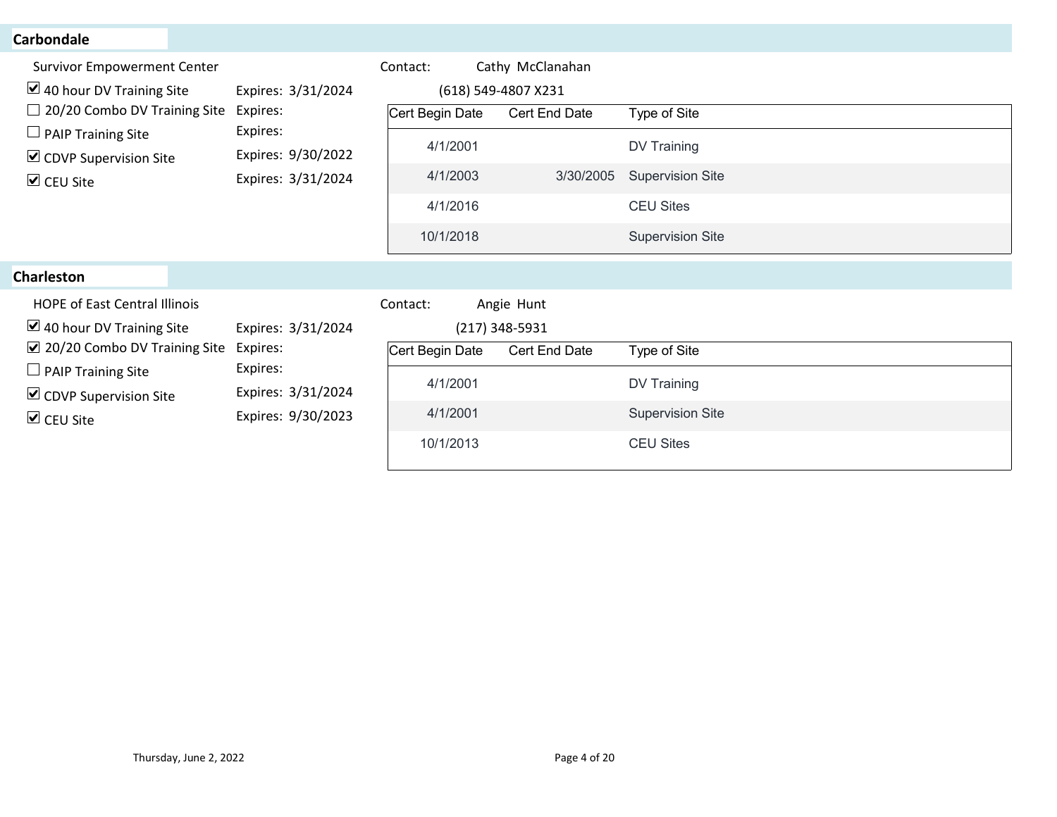## Carbondale

Survivor Empowerment Center

Contact: Cathy McClanahan

(618) 549-4807 X231

- ☑ 40 hour DV Training Site — Expires: 3/31/2024
- ☐ 20/20 Combo DV Training Site — Expires:
- ☐ PAIP Training Site — Expires:
- ☑ CDVP Supervision Site — Expires: 9/30/2022
- ☑ CEU Site — Expires: 3/31/2024

| Cert Begin Date | Cert End Date | Type of Site |
|---|---|---|
| 4/1/2001 | | DV Training |
| 4/1/2003 | 3/30/2005 | Supervision Site |
| 4/1/2016 | | CEU Sites |
| 10/1/2018 | | Supervision Site |

## Charleston

HOPE of East Central Illinois

Contact: Angie Hunt

(217) 348-5931

- ☑ 40 hour DV Training Site — Expires: 3/31/2024
- ☑ 20/20 Combo DV Training Site — Expires:
- ☐ PAIP Training Site — Expires:
- ☑ CDVP Supervision Site — Expires: 3/31/2024
- ☑ CEU Site — Expires: 9/30/2023

| Cert Begin Date | Cert End Date | Type of Site |
|---|---|---|
| 4/1/2001 | | DV Training |
| 4/1/2001 | | Supervision Site |
| 10/1/2013 | | CEU Sites |

Thursday, June 2, 2022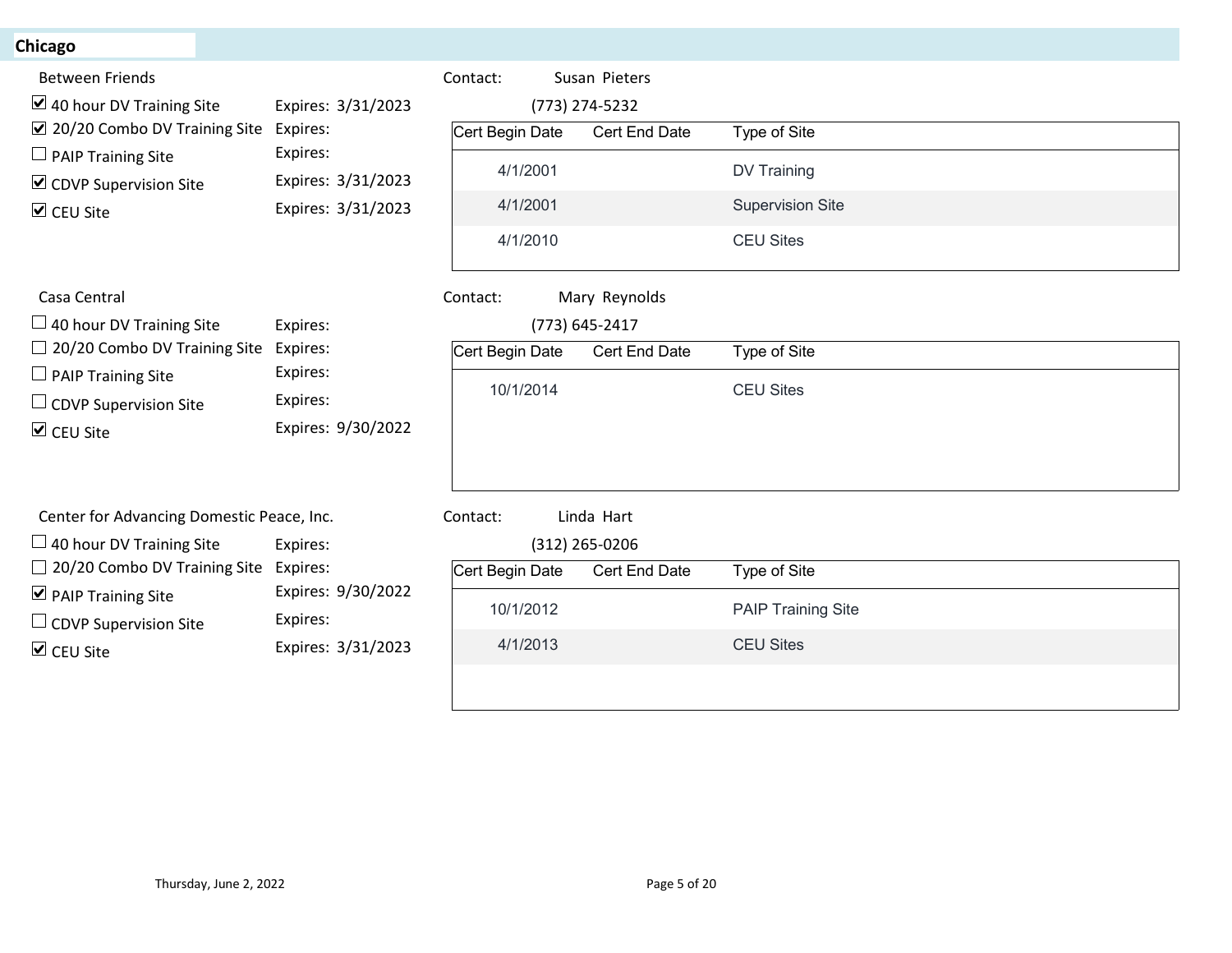## Chicago

### Between Friends

- [x] 40 hour DV Training Site — Expires: 3/31/2023
- [x] 20/20 Combo DV Training Site — Expires:
- [ ] PAIP Training Site — Expires:
- [x] CDVP Supervision Site — Expires: 3/31/2023
- [x] CEU Site — Expires: 3/31/2023

Contact: Susan Pieters
(773) 274-5232

| Cert Begin Date | Cert End Date | Type of Site |
|---|---|---|
| 4/1/2001 | | DV Training |
| 4/1/2001 | | Supervision Site |
| 4/1/2010 | | CEU Sites |

### Casa Central

- [ ] 40 hour DV Training Site — Expires:
- [ ] 20/20 Combo DV Training Site — Expires:
- [ ] PAIP Training Site — Expires:
- [ ] CDVP Supervision Site — Expires:
- [x] CEU Site — Expires: 9/30/2022

Contact: Mary Reynolds
(773) 645-2417

| Cert Begin Date | Cert End Date | Type of Site |
|---|---|---|
| 10/1/2014 | | CEU Sites |

### Center for Advancing Domestic Peace, Inc.

- [ ] 40 hour DV Training Site — Expires:
- [ ] 20/20 Combo DV Training Site — Expires:
- [x] PAIP Training Site — Expires: 9/30/2022
- [ ] CDVP Supervision Site — Expires:
- [x] CEU Site — Expires: 3/31/2023

Contact: Linda Hart
(312) 265-0206

| Cert Begin Date | Cert End Date | Type of Site |
|---|---|---|
| 10/1/2012 | | PAIP Training Site |
| 4/1/2013 | | CEU Sites |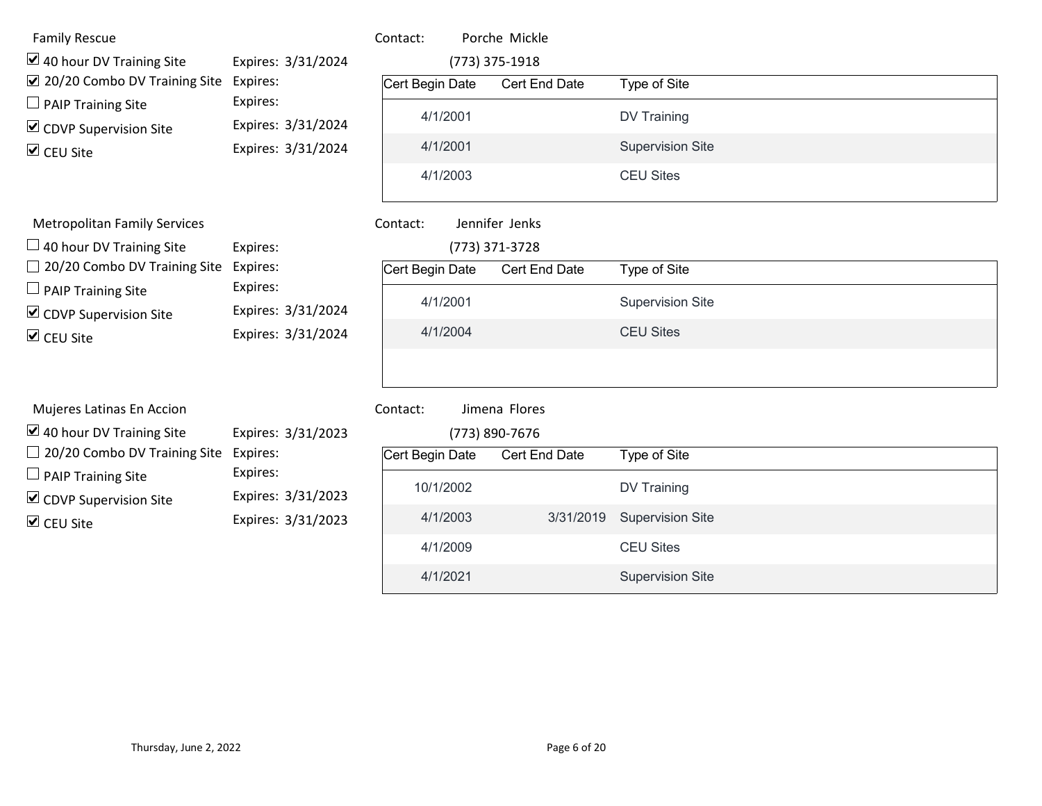## Family Rescue

Contact: Porche Mickle
(773) 375-1918

- [x] 40 hour DV Training Site — Expires: 3/31/2024
- [x] 20/20 Combo DV Training Site — Expires:
- [ ] PAIP Training Site — Expires:
- [x] CDVP Supervision Site — Expires: 3/31/2024
- [x] CEU Site — Expires: 3/31/2024

| Cert Begin Date | Cert End Date | Type of Site |
|---|---|---|
| 4/1/2001 | | DV Training |
| 4/1/2001 | | Supervision Site |
| 4/1/2003 | | CEU Sites |

## Metropolitan Family Services

Contact: Jennifer Jenks
(773) 371-3728

- [ ] 40 hour DV Training Site — Expires:
- [ ] 20/20 Combo DV Training Site — Expires:
- [ ] PAIP Training Site — Expires:
- [x] CDVP Supervision Site — Expires: 3/31/2024
- [x] CEU Site — Expires: 3/31/2024

| Cert Begin Date | Cert End Date | Type of Site |
|---|---|---|
| 4/1/2001 | | Supervision Site |
| 4/1/2004 | | CEU Sites |

## Mujeres Latinas En Accion

Contact: Jimena Flores
(773) 890-7676

- [x] 40 hour DV Training Site — Expires: 3/31/2023
- [ ] 20/20 Combo DV Training Site — Expires:
- [ ] PAIP Training Site — Expires:
- [x] CDVP Supervision Site — Expires: 3/31/2023
- [x] CEU Site — Expires: 3/31/2023

| Cert Begin Date | Cert End Date | Type of Site |
|---|---|---|
| 10/1/2002 | | DV Training |
| 4/1/2003 | 3/31/2019 | Supervision Site |
| 4/1/2009 | | CEU Sites |
| 4/1/2021 | | Supervision Site |

Thursday, June 2, 2022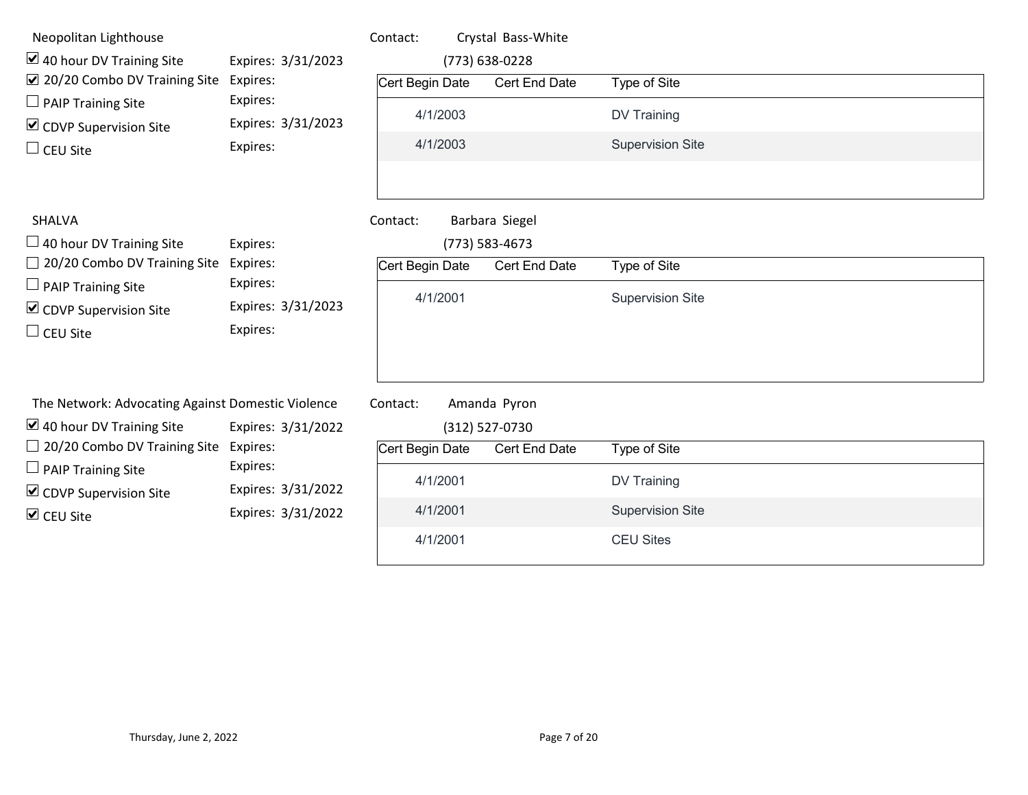## Neopolitan Lighthouse

Contact: Crystal Bass-White
(773) 638-0228

- ☑ 40 hour DV Training Site — Expires: 3/31/2023
- ☑ 20/20 Combo DV Training Site — Expires:
- ☐ PAIP Training Site — Expires:
- ☑ CDVP Supervision Site — Expires: 3/31/2023
- ☐ CEU Site — Expires:

| Cert Begin Date | Cert End Date | Type of Site |
|---|---|---|
| 4/1/2003 | | DV Training |
| 4/1/2003 | | Supervision Site |

## SHALVA

Contact: Barbara Siegel
(773) 583-4673

- ☐ 40 hour DV Training Site — Expires:
- ☐ 20/20 Combo DV Training Site — Expires:
- ☐ PAIP Training Site — Expires:
- ☑ CDVP Supervision Site — Expires: 3/31/2023
- ☐ CEU Site — Expires:

| Cert Begin Date | Cert End Date | Type of Site |
|---|---|---|
| 4/1/2001 | | Supervision Site |

## The Network: Advocating Against Domestic Violence

Contact: Amanda Pyron
(312) 527-0730

- ☑ 40 hour DV Training Site — Expires: 3/31/2022
- ☐ 20/20 Combo DV Training Site — Expires:
- ☐ PAIP Training Site — Expires:
- ☑ CDVP Supervision Site — Expires: 3/31/2022
- ☑ CEU Site — Expires: 3/31/2022

| Cert Begin Date | Cert End Date | Type of Site |
|---|---|---|
| 4/1/2001 | | DV Training |
| 4/1/2001 | | Supervision Site |
| 4/1/2001 | | CEU Sites |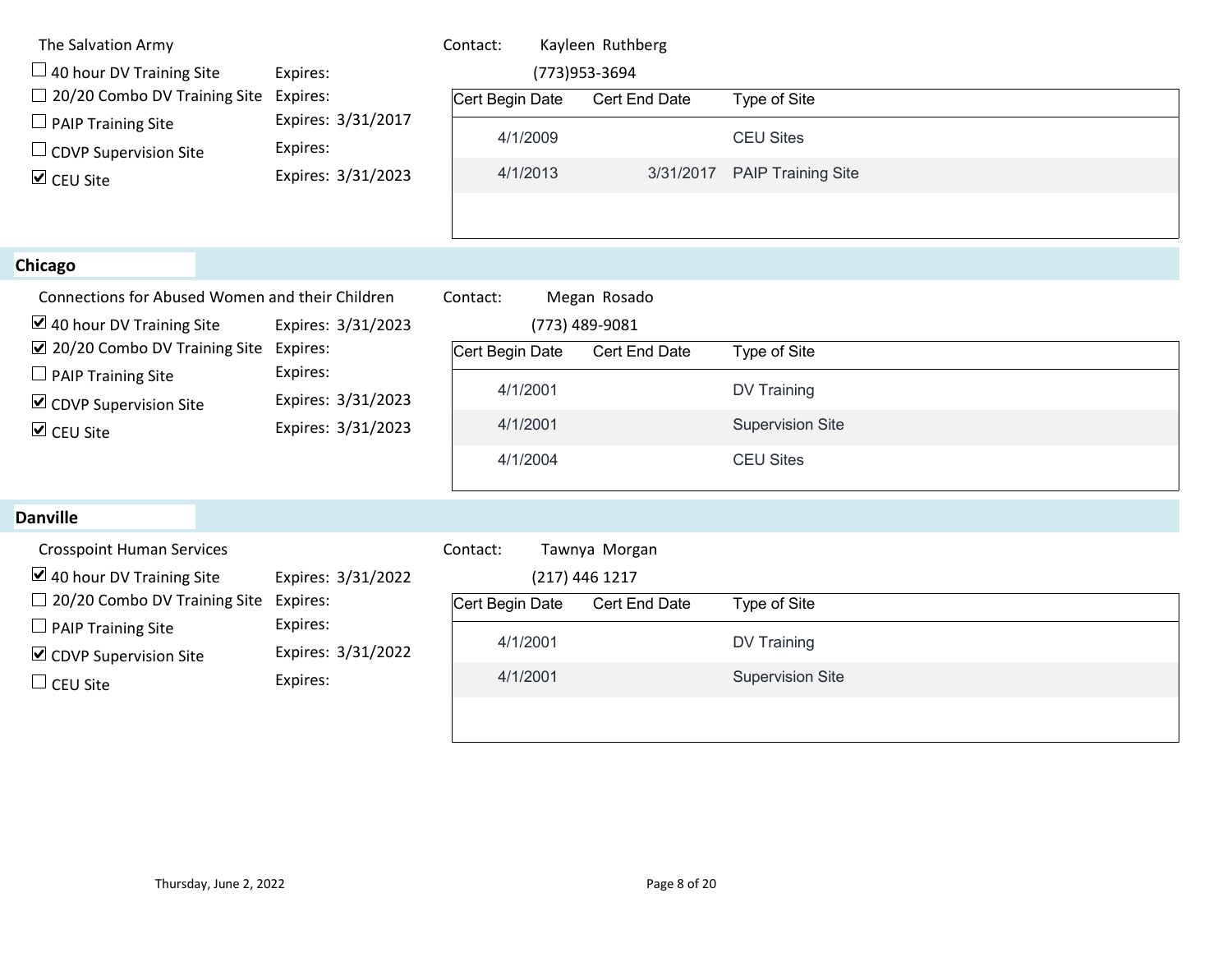The Salvation Army

Contact: Kayleen Ruthberg

(773)953-3694

- ☐ 40 hour DV Training Site Expires:
- ☐ 20/20 Combo DV Training Site Expires:
- ☐ PAIP Training Site Expires: 3/31/2017
- ☐ CDVP Supervision Site Expires:
- ☑ CEU Site Expires: 3/31/2023

| Cert Begin Date | Cert End Date | Type of Site |
|---|---|---|
| 4/1/2009 | | CEU Sites |
| 4/1/2013 | 3/31/2017 | PAIP Training Site |

## Chicago

Connections for Abused Women and their Children

Contact: Megan Rosado

(773) 489-9081

- ☑ 40 hour DV Training Site Expires: 3/31/2023
- ☑ 20/20 Combo DV Training Site Expires:
- ☐ PAIP Training Site Expires:
- ☑ CDVP Supervision Site Expires: 3/31/2023
- ☑ CEU Site Expires: 3/31/2023

| Cert Begin Date | Cert End Date | Type of Site |
|---|---|---|
| 4/1/2001 | | DV Training |
| 4/1/2001 | | Supervision Site |
| 4/1/2004 | | CEU Sites |

## Danville

Crosspoint Human Services

Contact: Tawnya Morgan

(217) 446 1217

- ☑ 40 hour DV Training Site Expires: 3/31/2022
- ☐ 20/20 Combo DV Training Site Expires:
- ☐ PAIP Training Site Expires:
- ☑ CDVP Supervision Site Expires: 3/31/2022
- ☐ CEU Site Expires:

| Cert Begin Date | Cert End Date | Type of Site |
|---|---|---|
| 4/1/2001 | | DV Training |
| 4/1/2001 | | Supervision Site |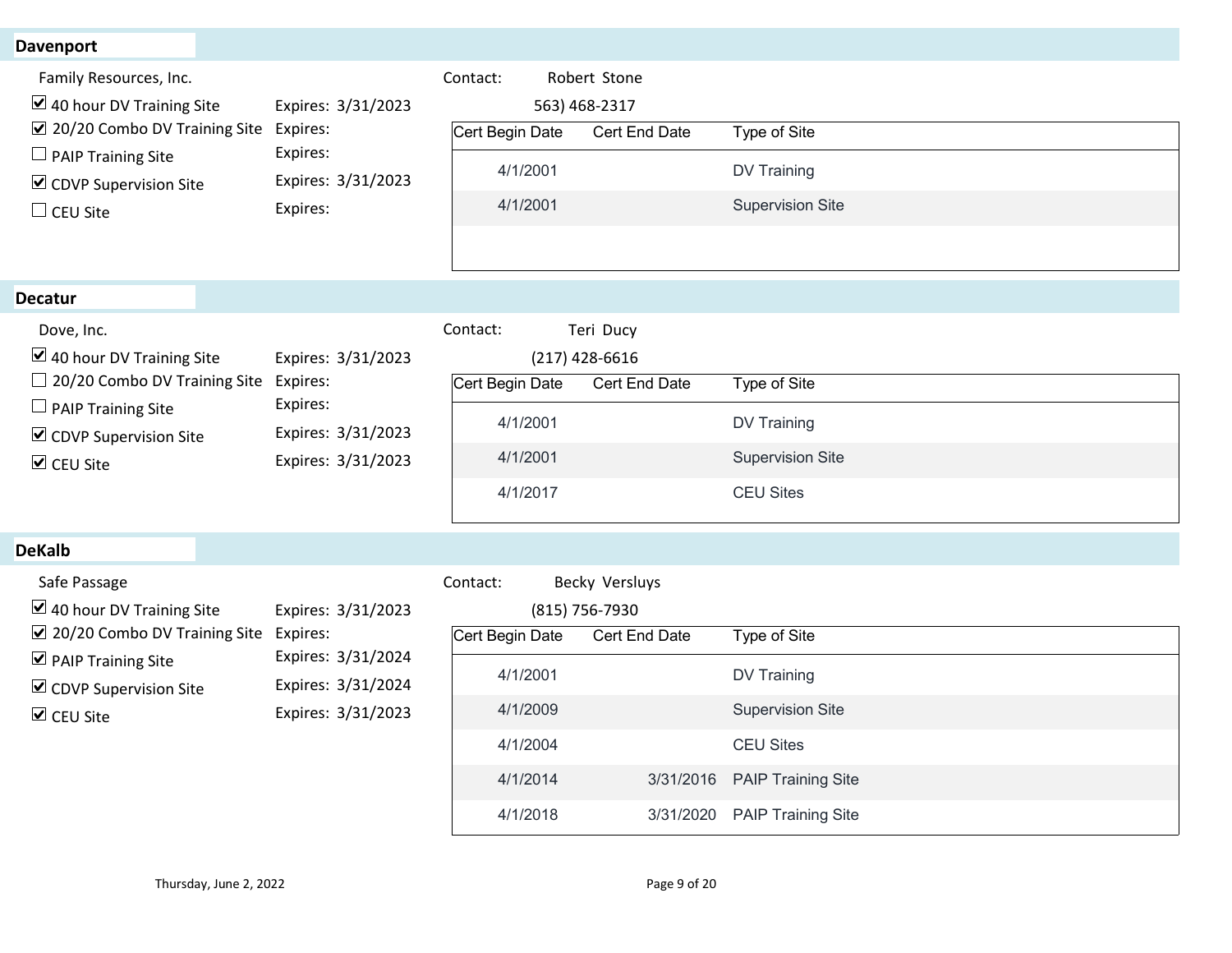## Davenport

Family Resources, Inc.

Contact: Robert Stone

563) 468-2317

- ☑ 40 hour DV Training Site — Expires: 3/31/2023
- ☑ 20/20 Combo DV Training Site — Expires:
- ☐ PAIP Training Site — Expires:
- ☑ CDVP Supervision Site — Expires: 3/31/2023
- ☐ CEU Site — Expires:

| Cert Begin Date | Cert End Date | Type of Site |
|---|---|---|
| 4/1/2001 | | DV Training |
| 4/1/2001 | | Supervision Site |

## Decatur

Dove, Inc.

Contact: Teri Ducy

(217) 428-6616

- ☑ 40 hour DV Training Site — Expires: 3/31/2023
- ☐ 20/20 Combo DV Training Site — Expires:
- ☐ PAIP Training Site — Expires:
- ☑ CDVP Supervision Site — Expires: 3/31/2023
- ☑ CEU Site — Expires: 3/31/2023

| Cert Begin Date | Cert End Date | Type of Site |
|---|---|---|
| 4/1/2001 | | DV Training |
| 4/1/2001 | | Supervision Site |
| 4/1/2017 | | CEU Sites |

## DeKalb

Safe Passage

Contact: Becky Versluys

(815) 756-7930

- ☑ 40 hour DV Training Site — Expires: 3/31/2023
- ☑ 20/20 Combo DV Training Site — Expires:
- ☑ PAIP Training Site — Expires: 3/31/2024
- ☑ CDVP Supervision Site — Expires: 3/31/2024
- ☑ CEU Site — Expires: 3/31/2023

| Cert Begin Date | Cert End Date | Type of Site |
|---|---|---|
| 4/1/2001 | | DV Training |
| 4/1/2009 | | Supervision Site |
| 4/1/2004 | | CEU Sites |
| 4/1/2014 | 3/31/2016 | PAIP Training Site |
| 4/1/2018 | 3/31/2020 | PAIP Training Site |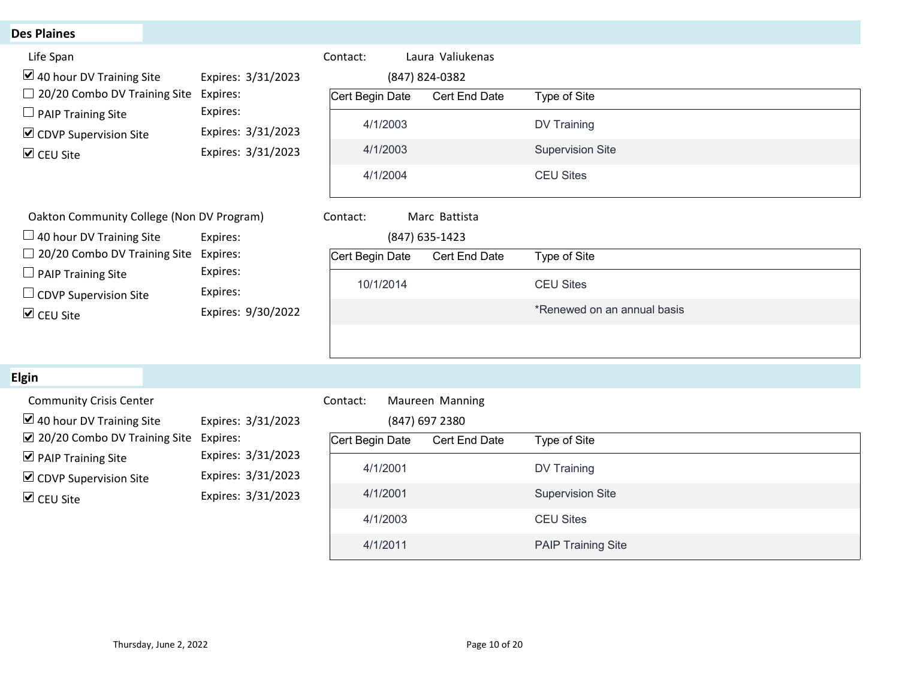## Des Plaines

### Life Span

Contact: Laura Valiukenas

(847) 824-0382

- ☑ 40 hour DV Training Site — Expires: 3/31/2023
- ☐ 20/20 Combo DV Training Site — Expires:
- ☐ PAIP Training Site — Expires:
- ☑ CDVP Supervision Site — Expires: 3/31/2023
- ☑ CEU Site — Expires: 3/31/2023

| Cert Begin Date | Cert End Date | Type of Site |
|---|---|---|
| 4/1/2003 | | DV Training |
| 4/1/2003 | | Supervision Site |
| 4/1/2004 | | CEU Sites |

### Oakton Community College (Non DV Program)

Contact: Marc Battista

(847) 635-1423

- ☐ 40 hour DV Training Site — Expires:
- ☐ 20/20 Combo DV Training Site — Expires:
- ☐ PAIP Training Site — Expires:
- ☐ CDVP Supervision Site — Expires:
- ☑ CEU Site — Expires: 9/30/2022

| Cert Begin Date | Cert End Date | Type of Site |
|---|---|---|
| 10/1/2014 | | CEU Sites |
| | | *Renewed on an annual basis |

## Elgin

### Community Crisis Center

Contact: Maureen Manning

(847) 697 2380

- ☑ 40 hour DV Training Site — Expires: 3/31/2023
- ☑ 20/20 Combo DV Training Site — Expires:
- ☑ PAIP Training Site — Expires: 3/31/2023
- ☑ CDVP Supervision Site — Expires: 3/31/2023
- ☑ CEU Site — Expires: 3/31/2023

| Cert Begin Date | Cert End Date | Type of Site |
|---|---|---|
| 4/1/2001 | | DV Training |
| 4/1/2001 | | Supervision Site |
| 4/1/2003 | | CEU Sites |
| 4/1/2011 | | PAIP Training Site |

Thursday, June 2, 2022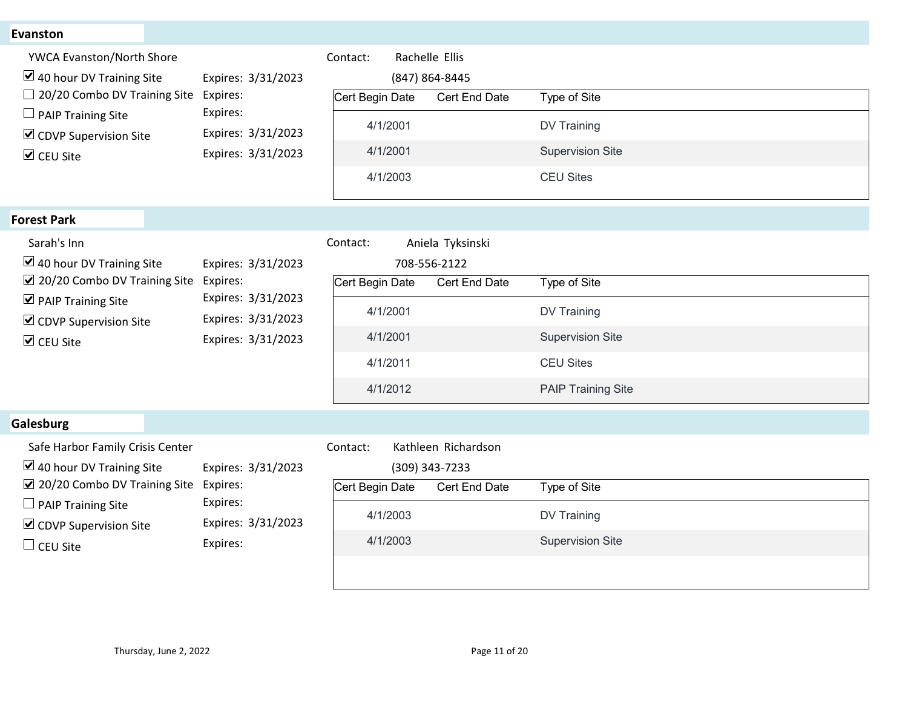## Evanston

YWCA Evanston/North Shore

Contact: Rachelle Ellis
(847) 864-8445

- ☑ 40 hour DV Training Site — Expires: 3/31/2023
- ☐ 20/20 Combo DV Training Site — Expires:
- ☐ PAIP Training Site — Expires:
- ☑ CDVP Supervision Site — Expires: 3/31/2023
- ☑ CEU Site — Expires: 3/31/2023

| Cert Begin Date | Cert End Date | Type of Site |
|---|---|---|
| 4/1/2001 | | DV Training |
| 4/1/2001 | | Supervision Site |
| 4/1/2003 | | CEU Sites |

## Forest Park

Sarah's Inn

Contact: Aniela Tyksinski
708-556-2122

- ☑ 40 hour DV Training Site — Expires: 3/31/2023
- ☑ 20/20 Combo DV Training Site — Expires:
- ☑ PAIP Training Site — Expires: 3/31/2023
- ☑ CDVP Supervision Site — Expires: 3/31/2023
- ☑ CEU Site — Expires: 3/31/2023

| Cert Begin Date | Cert End Date | Type of Site |
|---|---|---|
| 4/1/2001 | | DV Training |
| 4/1/2001 | | Supervision Site |
| 4/1/2011 | | CEU Sites |
| 4/1/2012 | | PAIP Training Site |

## Galesburg

Safe Harbor Family Crisis Center

Contact: Kathleen Richardson
(309) 343-7233

- ☑ 40 hour DV Training Site — Expires: 3/31/2023
- ☑ 20/20 Combo DV Training Site — Expires:
- ☐ PAIP Training Site — Expires:
- ☑ CDVP Supervision Site — Expires: 3/31/2023
- ☐ CEU Site — Expires:

| Cert Begin Date | Cert End Date | Type of Site |
|---|---|---|
| 4/1/2003 | | DV Training |
| 4/1/2003 | | Supervision Site |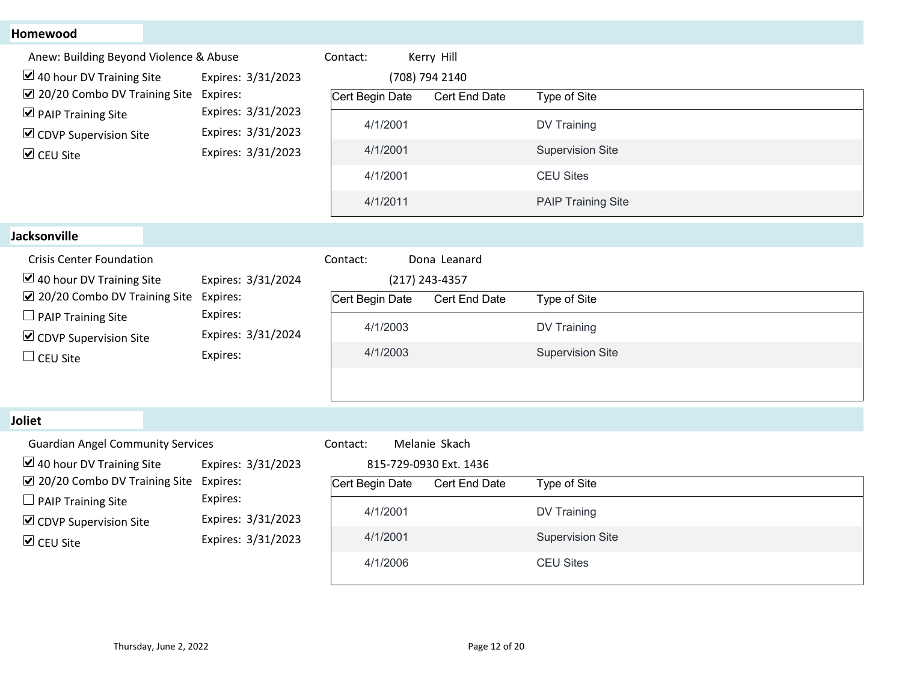## Homewood

Anew: Building Beyond Violence & Abuse

Contact: Kerry Hill
(708) 794 2140

- ☑ 40 hour DV Training Site — Expires: 3/31/2023
- ☑ 20/20 Combo DV Training Site — Expires:
- ☑ PAIP Training Site — Expires: 3/31/2023
- ☑ CDVP Supervision Site — Expires: 3/31/2023
- ☑ CEU Site — Expires: 3/31/2023

| Cert Begin Date | Cert End Date | Type of Site |
|---|---|---|
| 4/1/2001 | | DV Training |
| 4/1/2001 | | Supervision Site |
| 4/1/2001 | | CEU Sites |
| 4/1/2011 | | PAIP Training Site |

## Jacksonville

Crisis Center Foundation

Contact: Dona Leanard
(217) 243-4357

- ☑ 40 hour DV Training Site — Expires: 3/31/2024
- ☑ 20/20 Combo DV Training Site — Expires:
- ☐ PAIP Training Site — Expires:
- ☑ CDVP Supervision Site — Expires: 3/31/2024
- ☐ CEU Site — Expires:

| Cert Begin Date | Cert End Date | Type of Site |
|---|---|---|
| 4/1/2003 | | DV Training |
| 4/1/2003 | | Supervision Site |

## Joliet

Guardian Angel Community Services

Contact: Melanie Skach
815-729-0930 Ext. 1436

- ☑ 40 hour DV Training Site — Expires: 3/31/2023
- ☑ 20/20 Combo DV Training Site — Expires:
- ☐ PAIP Training Site — Expires:
- ☑ CDVP Supervision Site — Expires: 3/31/2023
- ☑ CEU Site — Expires: 3/31/2023

| Cert Begin Date | Cert End Date | Type of Site |
|---|---|---|
| 4/1/2001 | | DV Training |
| 4/1/2001 | | Supervision Site |
| 4/1/2006 | | CEU Sites |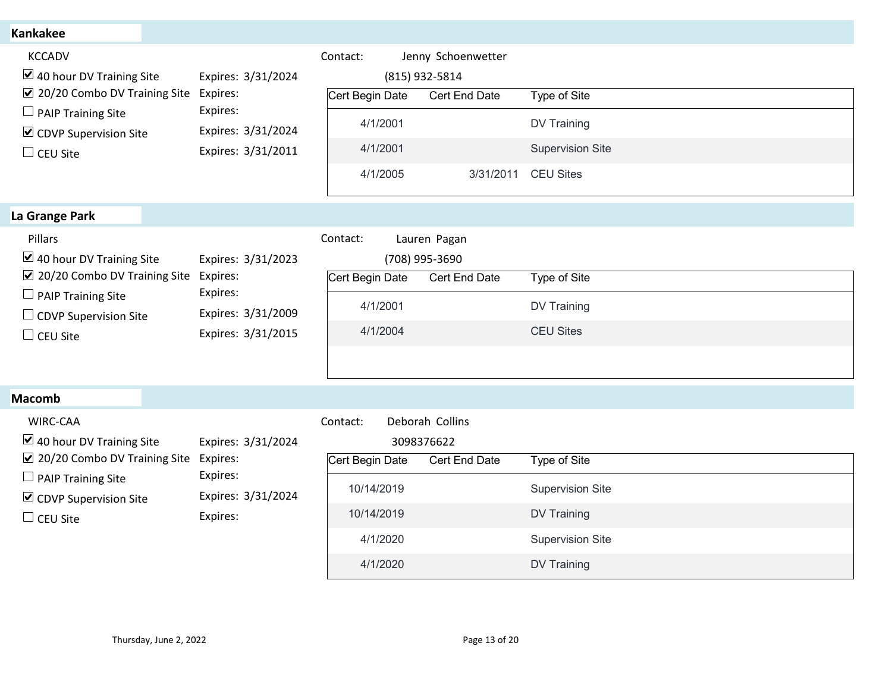## Kankakee

KCCADV

Contact: Jenny Schoenwetter
(815) 932-5814

- ☑ 40 hour DV Training Site — Expires: 3/31/2024
- ☑ 20/20 Combo DV Training Site — Expires:
- ☐ PAIP Training Site — Expires:
- ☑ CDVP Supervision Site — Expires: 3/31/2024
- ☐ CEU Site — Expires: 3/31/2011

| Cert Begin Date | Cert End Date | Type of Site |
|---|---|---|
| 4/1/2001 | | DV Training |
| 4/1/2001 | | Supervision Site |
| 4/1/2005 | 3/31/2011 | CEU Sites |

## La Grange Park

Pillars

Contact: Lauren Pagan
(708) 995-3690

- ☑ 40 hour DV Training Site — Expires: 3/31/2023
- ☑ 20/20 Combo DV Training Site — Expires:
- ☐ PAIP Training Site — Expires:
- ☐ CDVP Supervision Site — Expires: 3/31/2009
- ☐ CEU Site — Expires: 3/31/2015

| Cert Begin Date | Cert End Date | Type of Site |
|---|---|---|
| 4/1/2001 | | DV Training |
| 4/1/2004 | | CEU Sites |

## Macomb

WIRC-CAA

Contact: Deborah Collins
3098376622

- ☑ 40 hour DV Training Site — Expires: 3/31/2024
- ☑ 20/20 Combo DV Training Site — Expires:
- ☐ PAIP Training Site — Expires:
- ☑ CDVP Supervision Site — Expires: 3/31/2024
- ☐ CEU Site — Expires:

| Cert Begin Date | Cert End Date | Type of Site |
|---|---|---|
| 10/14/2019 | | Supervision Site |
| 10/14/2019 | | DV Training |
| 4/1/2020 | | Supervision Site |
| 4/1/2020 | | DV Training |

Thursday, June 2, 2022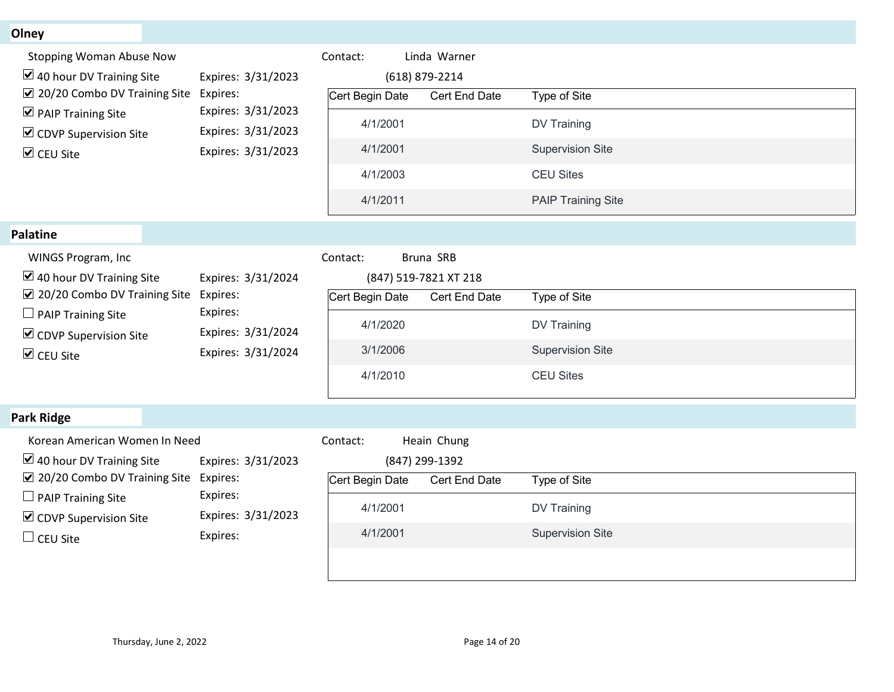## Olney

Stopping Woman Abuse Now

Contact: Linda Warner
(618) 879-2214

- ☑ 40 hour DV Training Site — Expires: 3/31/2023
- ☑ 20/20 Combo DV Training Site — Expires:
- ☑ PAIP Training Site — Expires: 3/31/2023
- ☑ CDVP Supervision Site — Expires: 3/31/2023
- ☑ CEU Site — Expires: 3/31/2023

| Cert Begin Date | Cert End Date | Type of Site |
|---|---|---|
| 4/1/2001 | | DV Training |
| 4/1/2001 | | Supervision Site |
| 4/1/2003 | | CEU Sites |
| 4/1/2011 | | PAIP Training Site |

## Palatine

WINGS Program, Inc

Contact: Bruna SRB
(847) 519-7821 XT 218

- ☑ 40 hour DV Training Site — Expires: 3/31/2024
- ☑ 20/20 Combo DV Training Site — Expires:
- ☐ PAIP Training Site — Expires:
- ☑ CDVP Supervision Site — Expires: 3/31/2024
- ☑ CEU Site — Expires: 3/31/2024

| Cert Begin Date | Cert End Date | Type of Site |
|---|---|---|
| 4/1/2020 | | DV Training |
| 3/1/2006 | | Supervision Site |
| 4/1/2010 | | CEU Sites |

## Park Ridge

Korean American Women In Need

Contact: Heain Chung
(847) 299-1392

- ☑ 40 hour DV Training Site — Expires: 3/31/2023
- ☑ 20/20 Combo DV Training Site — Expires:
- ☐ PAIP Training Site — Expires:
- ☑ CDVP Supervision Site — Expires: 3/31/2023
- ☐ CEU Site — Expires:

| Cert Begin Date | Cert End Date | Type of Site |
|---|---|---|
| 4/1/2001 | | DV Training |
| 4/1/2001 | | Supervision Site |

Thursday, June 2, 2022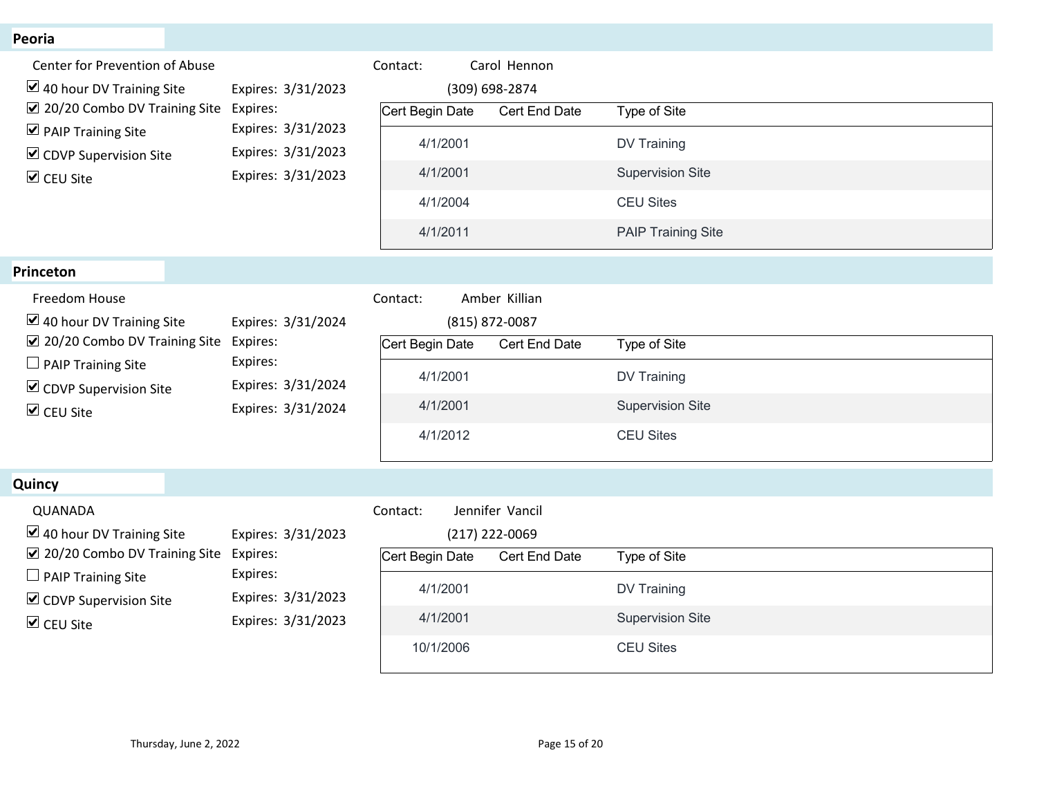## Peoria

Center for Prevention of Abuse

Contact: Carol Hennon
(309) 698-2874

- ☑ 40 hour DV Training Site — Expires: 3/31/2023
- ☑ 20/20 Combo DV Training Site — Expires:
- ☑ PAIP Training Site — Expires: 3/31/2023
- ☑ CDVP Supervision Site — Expires: 3/31/2023
- ☑ CEU Site — Expires: 3/31/2023

| Cert Begin Date | Cert End Date | Type of Site |
|---|---|---|
| 4/1/2001 | | DV Training |
| 4/1/2001 | | Supervision Site |
| 4/1/2004 | | CEU Sites |
| 4/1/2011 | | PAIP Training Site |

## Princeton

Freedom House

Contact: Amber Killian
(815) 872-0087

- ☑ 40 hour DV Training Site — Expires: 3/31/2024
- ☑ 20/20 Combo DV Training Site — Expires:
- ☐ PAIP Training Site — Expires:
- ☑ CDVP Supervision Site — Expires: 3/31/2024
- ☑ CEU Site — Expires: 3/31/2024

| Cert Begin Date | Cert End Date | Type of Site |
|---|---|---|
| 4/1/2001 | | DV Training |
| 4/1/2001 | | Supervision Site |
| 4/1/2012 | | CEU Sites |

## Quincy

QUANADA

Contact: Jennifer Vancil
(217) 222-0069

- ☑ 40 hour DV Training Site — Expires: 3/31/2023
- ☑ 20/20 Combo DV Training Site — Expires:
- ☐ PAIP Training Site — Expires:
- ☑ CDVP Supervision Site — Expires: 3/31/2023
- ☑ CEU Site — Expires: 3/31/2023

| Cert Begin Date | Cert End Date | Type of Site |
|---|---|---|
| 4/1/2001 | | DV Training |
| 4/1/2001 | | Supervision Site |
| 10/1/2006 | | CEU Sites |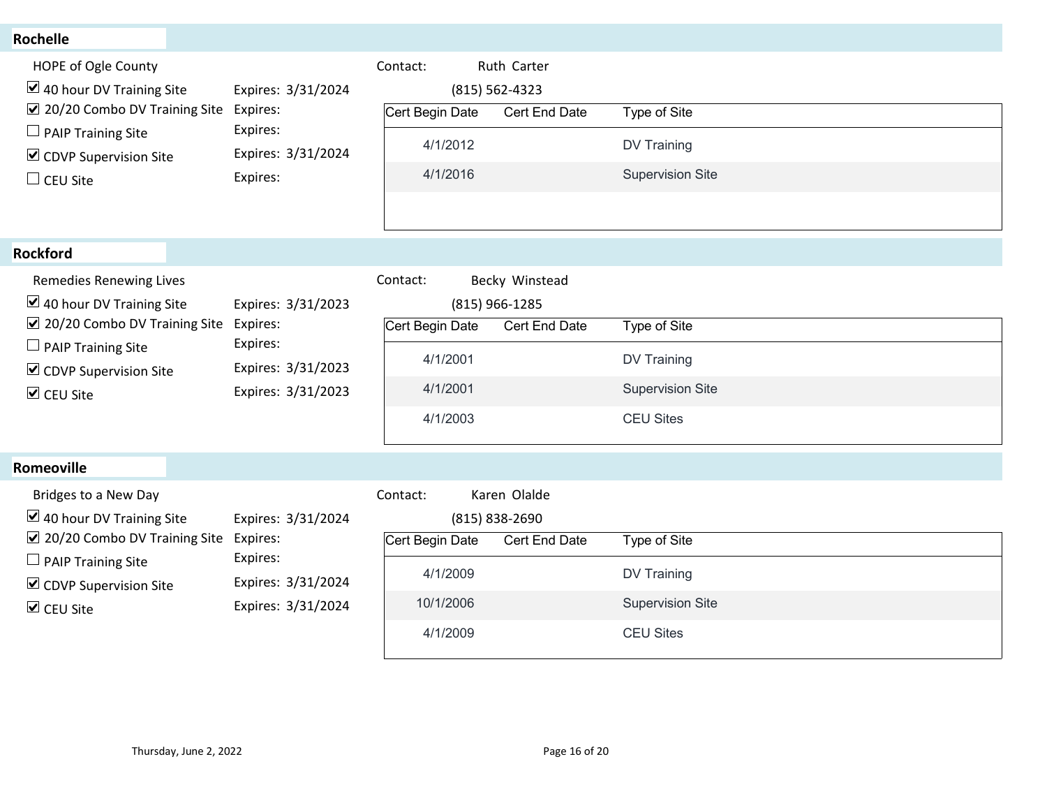## Rochelle

HOPE of Ogle County

Contact: Ruth Carter

(815) 562-4323

- ☑ 40 hour DV Training Site — Expires: 3/31/2024
- ☑ 20/20 Combo DV Training Site — Expires:
- ☐ PAIP Training Site — Expires:
- ☑ CDVP Supervision Site — Expires: 3/31/2024
- ☐ CEU Site — Expires:

| Cert Begin Date | Cert End Date | Type of Site |
|---|---|---|
| 4/1/2012 | | DV Training |
| 4/1/2016 | | Supervision Site |

## Rockford

Remedies Renewing Lives

Contact: Becky Winstead

(815) 966-1285

- ☑ 40 hour DV Training Site — Expires: 3/31/2023
- ☑ 20/20 Combo DV Training Site — Expires:
- ☐ PAIP Training Site — Expires:
- ☑ CDVP Supervision Site — Expires: 3/31/2023
- ☑ CEU Site — Expires: 3/31/2023

| Cert Begin Date | Cert End Date | Type of Site |
|---|---|---|
| 4/1/2001 | | DV Training |
| 4/1/2001 | | Supervision Site |
| 4/1/2003 | | CEU Sites |

## Romeoville

Bridges to a New Day

Contact: Karen Olalde

(815) 838-2690

- ☑ 40 hour DV Training Site — Expires: 3/31/2024
- ☑ 20/20 Combo DV Training Site — Expires:
- ☐ PAIP Training Site — Expires:
- ☑ CDVP Supervision Site — Expires: 3/31/2024
- ☑ CEU Site — Expires: 3/31/2024

| Cert Begin Date | Cert End Date | Type of Site |
|---|---|---|
| 4/1/2009 | | DV Training |
| 10/1/2006 | | Supervision Site |
| 4/1/2009 | | CEU Sites |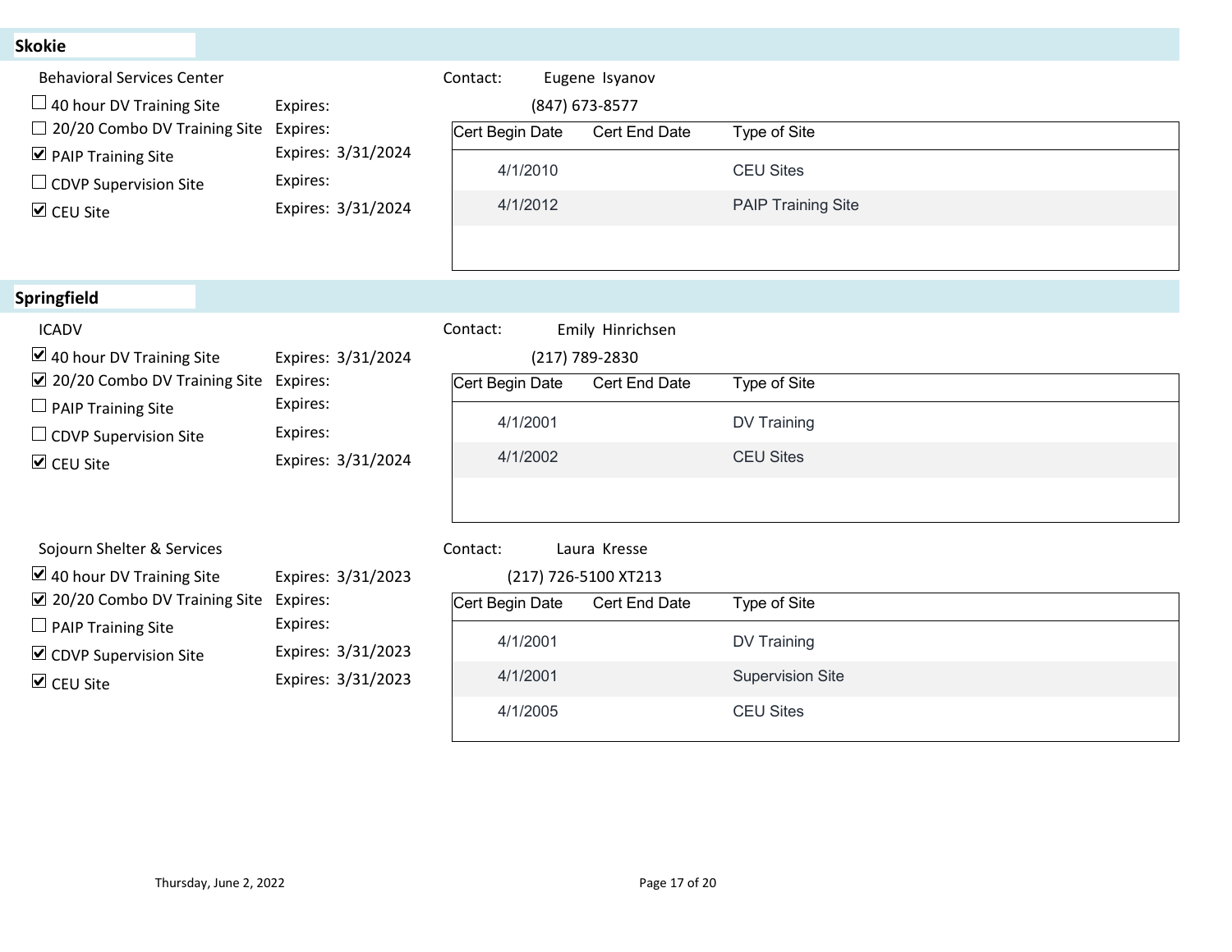## Skokie

### Behavioral Services Center

Contact: Eugene Isyanov
(847) 673-8577

- ☐ 40 hour DV Training Site — Expires:
- ☐ 20/20 Combo DV Training Site — Expires:
- ☑ PAIP Training Site — Expires: 3/31/2024
- ☐ CDVP Supervision Site — Expires:
- ☑ CEU Site — Expires: 3/31/2024

| Cert Begin Date | Cert End Date | Type of Site |
|---|---|---|
| 4/1/2010 | | CEU Sites |
| 4/1/2012 | | PAIP Training Site |

## Springfield

### ICADV

Contact: Emily Hinrichsen
(217) 789-2830

- ☑ 40 hour DV Training Site — Expires: 3/31/2024
- ☑ 20/20 Combo DV Training Site — Expires:
- ☐ PAIP Training Site — Expires:
- ☐ CDVP Supervision Site — Expires:
- ☑ CEU Site — Expires: 3/31/2024

| Cert Begin Date | Cert End Date | Type of Site |
|---|---|---|
| 4/1/2001 | | DV Training |
| 4/1/2002 | | CEU Sites |

### Sojourn Shelter & Services

Contact: Laura Kresse
(217) 726-5100 XT213

- ☑ 40 hour DV Training Site — Expires: 3/31/2023
- ☑ 20/20 Combo DV Training Site — Expires:
- ☐ PAIP Training Site — Expires:
- ☑ CDVP Supervision Site — Expires: 3/31/2023
- ☑ CEU Site — Expires: 3/31/2023

| Cert Begin Date | Cert End Date | Type of Site |
|---|---|---|
| 4/1/2001 | | DV Training |
| 4/1/2001 | | Supervision Site |
| 4/1/2005 | | CEU Sites |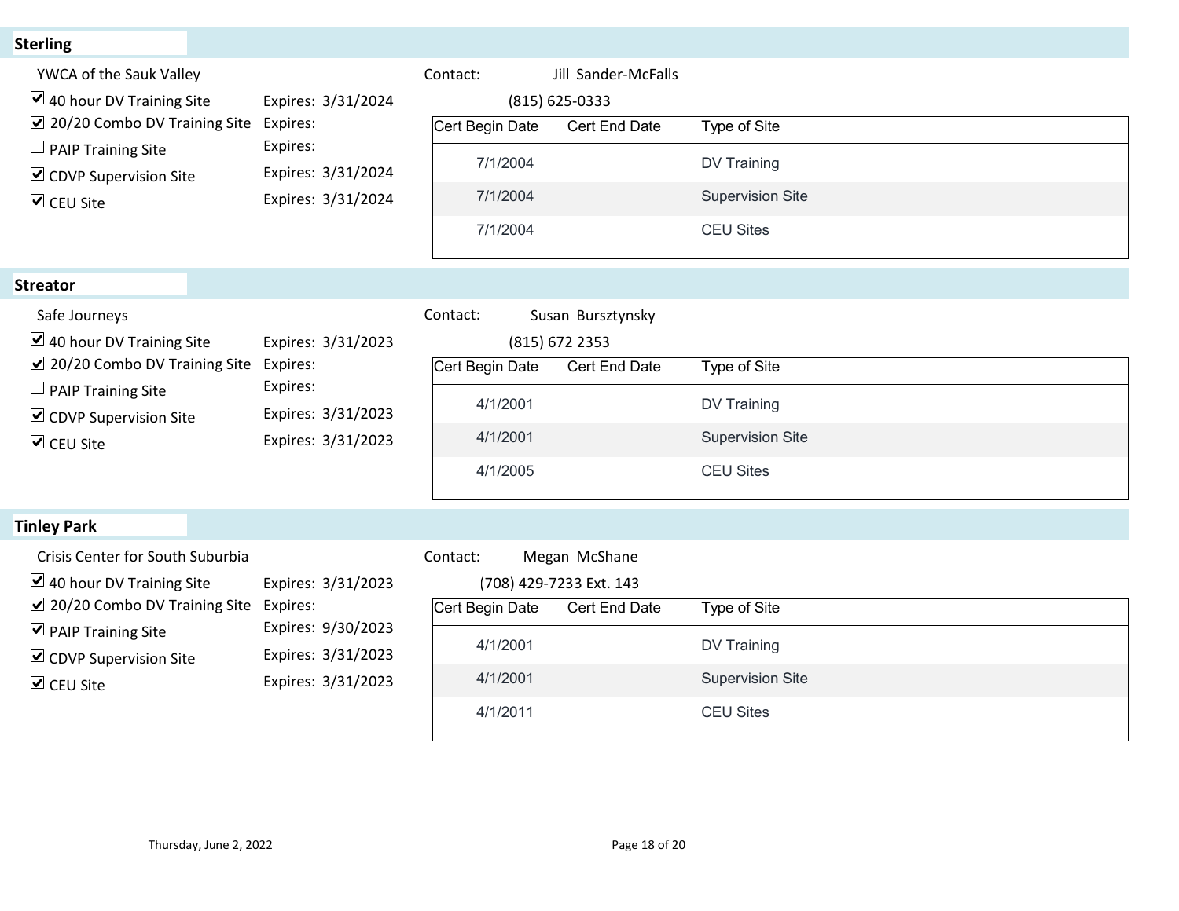## Sterling

YWCA of the Sauk Valley

- ☑ 40 hour DV Training Site — Expires: 3/31/2024
- ☑ 20/20 Combo DV Training Site — Expires:
- ☐ PAIP Training Site — Expires:
- ☑ CDVP Supervision Site — Expires: 3/31/2024
- ☑ CEU Site — Expires: 3/31/2024

Contact: Jill Sander-McFalls
(815) 625-0333

| Cert Begin Date | Cert End Date | Type of Site |
|---|---|---|
| 7/1/2004 | | DV Training |
| 7/1/2004 | | Supervision Site |
| 7/1/2004 | | CEU Sites |

## Streator

Safe Journeys

- ☑ 40 hour DV Training Site — Expires: 3/31/2023
- ☑ 20/20 Combo DV Training Site — Expires:
- ☐ PAIP Training Site — Expires:
- ☑ CDVP Supervision Site — Expires: 3/31/2023
- ☑ CEU Site — Expires: 3/31/2023

Contact: Susan Bursztynsky
(815) 672 2353

| Cert Begin Date | Cert End Date | Type of Site |
|---|---|---|
| 4/1/2001 | | DV Training |
| 4/1/2001 | | Supervision Site |
| 4/1/2005 | | CEU Sites |

## Tinley Park

Crisis Center for South Suburbia

- ☑ 40 hour DV Training Site — Expires: 3/31/2023
- ☑ 20/20 Combo DV Training Site — Expires:
- ☑ PAIP Training Site — Expires: 9/30/2023
- ☑ CDVP Supervision Site — Expires: 3/31/2023
- ☑ CEU Site — Expires: 3/31/2023

Contact: Megan McShane
(708) 429-7233 Ext. 143

| Cert Begin Date | Cert End Date | Type of Site |
|---|---|---|
| 4/1/2001 | | DV Training |
| 4/1/2001 | | Supervision Site |
| 4/1/2011 | | CEU Sites |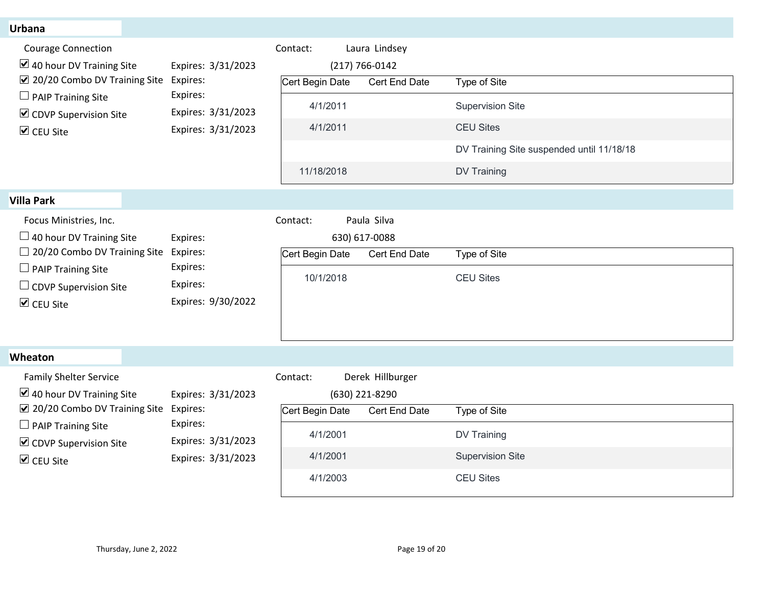## Urbana

Courage Connection

Contact: Laura Lindsey
(217) 766-0142

- ☑ 40 hour DV Training Site — Expires: 3/31/2023
- ☑ 20/20 Combo DV Training Site — Expires:
- ☐ PAIP Training Site — Expires:
- ☑ CDVP Supervision Site — Expires: 3/31/2023
- ☑ CEU Site — Expires: 3/31/2023

| Cert Begin Date | Cert End Date | Type of Site |
|---|---|---|
| 4/1/2011 | | Supervision Site |
| 4/1/2011 | | CEU Sites |
| | | DV Training Site suspended until 11/18/18 |
| 11/18/2018 | | DV Training |

## Villa Park

Focus Ministries, Inc.

Contact: Paula Silva
630) 617-0088

- ☐ 40 hour DV Training Site — Expires:
- ☐ 20/20 Combo DV Training Site — Expires:
- ☐ PAIP Training Site — Expires:
- ☐ CDVP Supervision Site — Expires:
- ☑ CEU Site — Expires: 9/30/2022

| Cert Begin Date | Cert End Date | Type of Site |
|---|---|---|
| 10/1/2018 | | CEU Sites |

## Wheaton

Family Shelter Service

Contact: Derek Hillburger
(630) 221-8290

- ☑ 40 hour DV Training Site — Expires: 3/31/2023
- ☑ 20/20 Combo DV Training Site — Expires:
- ☐ PAIP Training Site — Expires:
- ☑ CDVP Supervision Site — Expires: 3/31/2023
- ☑ CEU Site — Expires: 3/31/2023

| Cert Begin Date | Cert End Date | Type of Site |
|---|---|---|
| 4/1/2001 | | DV Training |
| 4/1/2001 | | Supervision Site |
| 4/1/2003 | | CEU Sites |

Thursday, June 2, 2022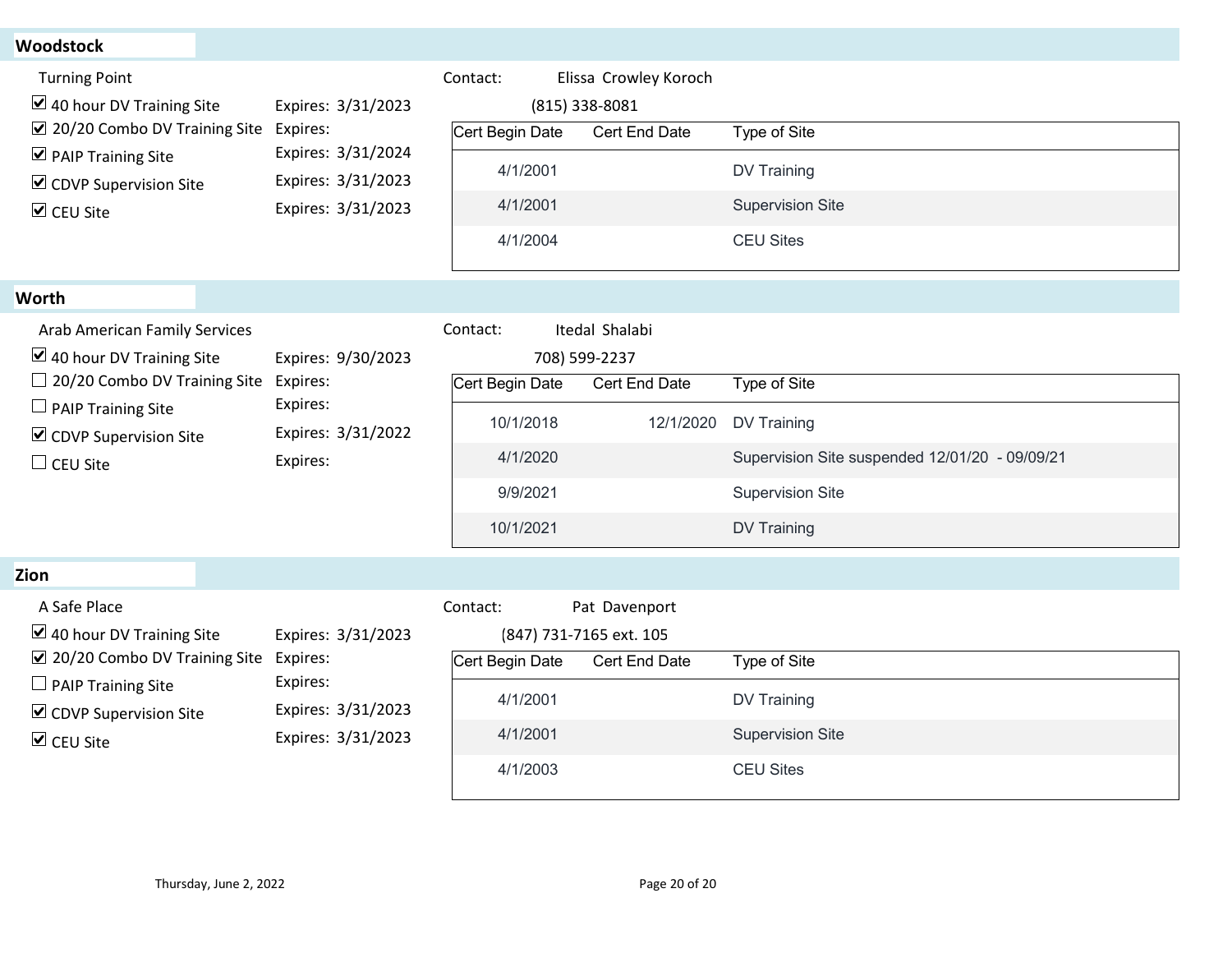## Woodstock

Turning Point

Contact: Elissa Crowley Koroch

(815) 338-8081

- ☑ 40 hour DV Training Site — Expires: 3/31/2023
- ☑ 20/20 Combo DV Training Site — Expires:
- ☑ PAIP Training Site — Expires: 3/31/2024
- ☑ CDVP Supervision Site — Expires: 3/31/2023
- ☑ CEU Site — Expires: 3/31/2023

| Cert Begin Date | Cert End Date | Type of Site |
|---|---|---|
| 4/1/2001 | | DV Training |
| 4/1/2001 | | Supervision Site |
| 4/1/2004 | | CEU Sites |

## Worth

Arab American Family Services

Contact: Itedal Shalabi

708) 599-2237

- ☑ 40 hour DV Training Site — Expires: 9/30/2023
- ☐ 20/20 Combo DV Training Site — Expires:
- ☐ PAIP Training Site — Expires:
- ☑ CDVP Supervision Site — Expires: 3/31/2022
- ☐ CEU Site — Expires:

| Cert Begin Date | Cert End Date | Type of Site |
|---|---|---|
| 10/1/2018 | 12/1/2020 | DV Training |
| 4/1/2020 | | Supervision Site suspended 12/01/20 - 09/09/21 |
| 9/9/2021 | | Supervision Site |
| 10/1/2021 | | DV Training |

## Zion

A Safe Place

Contact: Pat Davenport

(847) 731-7165 ext. 105

- ☑ 40 hour DV Training Site — Expires: 3/31/2023
- ☑ 20/20 Combo DV Training Site — Expires:
- ☐ PAIP Training Site — Expires:
- ☑ CDVP Supervision Site — Expires: 3/31/2023
- ☑ CEU Site — Expires: 3/31/2023

| Cert Begin Date | Cert End Date | Type of Site |
|---|---|---|
| 4/1/2001 | | DV Training |
| 4/1/2001 | | Supervision Site |
| 4/1/2003 | | CEU Sites |